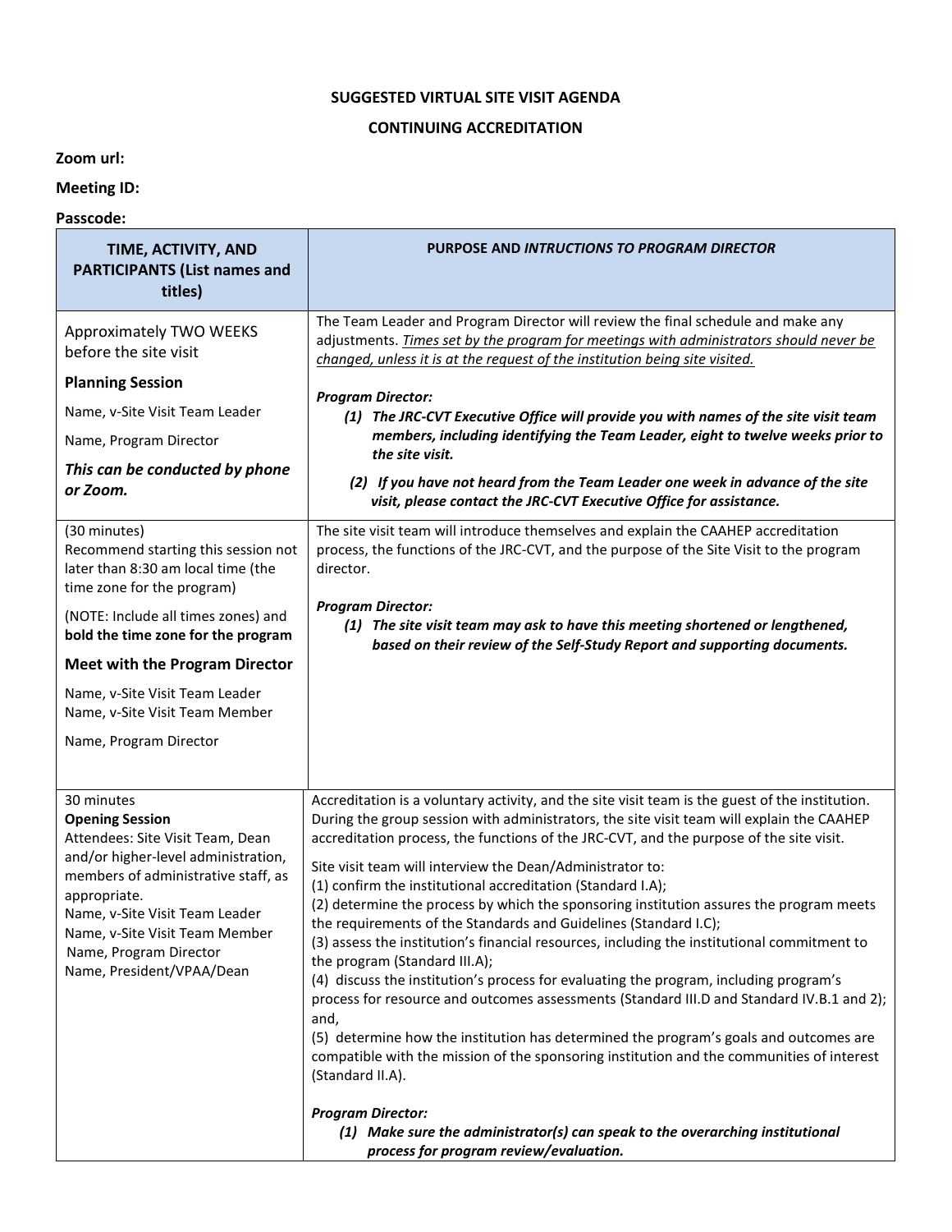# SUGGESTED VIRTUAL SITE VISIT AGENDA

## CONTINUING ACCREDITATION

**Zoom url:**

**Meeting ID:**

**Passcode:**

| TIME, ACTIVITY, AND PARTICIPANTS (List names and titles) | PURPOSE AND *INTRUCTIONS TO PROGRAM DIRECTOR* |
|---|---|
| Approximately TWO WEEKS before the site visit<br><br>**Planning Session**<br><br>Name, v-Site Visit Team Leader<br><br>Name, Program Director<br><br>***This can be conducted by phone or Zoom.*** | The Team Leader and Program Director will review the final schedule and make any adjustments. *Times set by the program for meetings with administrators should never be changed, unless it is at the request of the institution being site visited.*<br><br>***Program Director:***<br>***(1) The JRC-CVT Executive Office will provide you with names of the site visit team members, including identifying the Team Leader, eight to twelve weeks prior to the site visit.***<br>***(2) If you have not heard from the Team Leader one week in advance of the site visit, please contact the JRC-CVT Executive Office for assistance.*** |
| (30 minutes)<br>Recommend starting this session not later than 8:30 am local time (the time zone for the program)<br><br>(NOTE: Include all times zones) and **bold the time zone for the program**<br><br>**Meet with the Program Director**<br><br>Name, v-Site Visit Team Leader<br>Name, v-Site Visit Team Member<br><br>Name, Program Director | The site visit team will introduce themselves and explain the CAAHEP accreditation process, the functions of the JRC-CVT, and the purpose of the Site Visit to the program director.<br><br>***Program Director:***<br>***(1) The site visit team may ask to have this meeting shortened or lengthened, based on their review of the Self-Study Report and supporting documents.*** |
| 30 minutes<br>**Opening Session**<br>Attendees: Site Visit Team, Dean and/or higher-level administration, members of administrative staff, as appropriate.<br>Name, v-Site Visit Team Leader<br>Name, v-Site Visit Team Member<br>Name, Program Director<br>Name, President/VPAA/Dean | Accreditation is a voluntary activity, and the site visit team is the guest of the institution. During the group session with administrators, the site visit team will explain the CAAHEP accreditation process, the functions of the JRC-CVT, and the purpose of the site visit.<br><br>Site visit team will interview the Dean/Administrator to:<br>(1) confirm the institutional accreditation (Standard I.A);<br>(2) determine the process by which the sponsoring institution assures the program meets the requirements of the Standards and Guidelines (Standard I.C);<br>(3) assess the institution's financial resources, including the institutional commitment to the program (Standard III.A);<br>(4) discuss the institution's process for evaluating the program, including program's process for resource and outcomes assessments (Standard III.D and Standard IV.B.1 and 2); and,<br>(5) determine how the institution has determined the program's goals and outcomes are compatible with the mission of the sponsoring institution and the communities of interest (Standard II.A).<br><br>***Program Director:***<br>***(1) Make sure the administrator(s) can speak to the overarching institutional process for program review/evaluation.*** |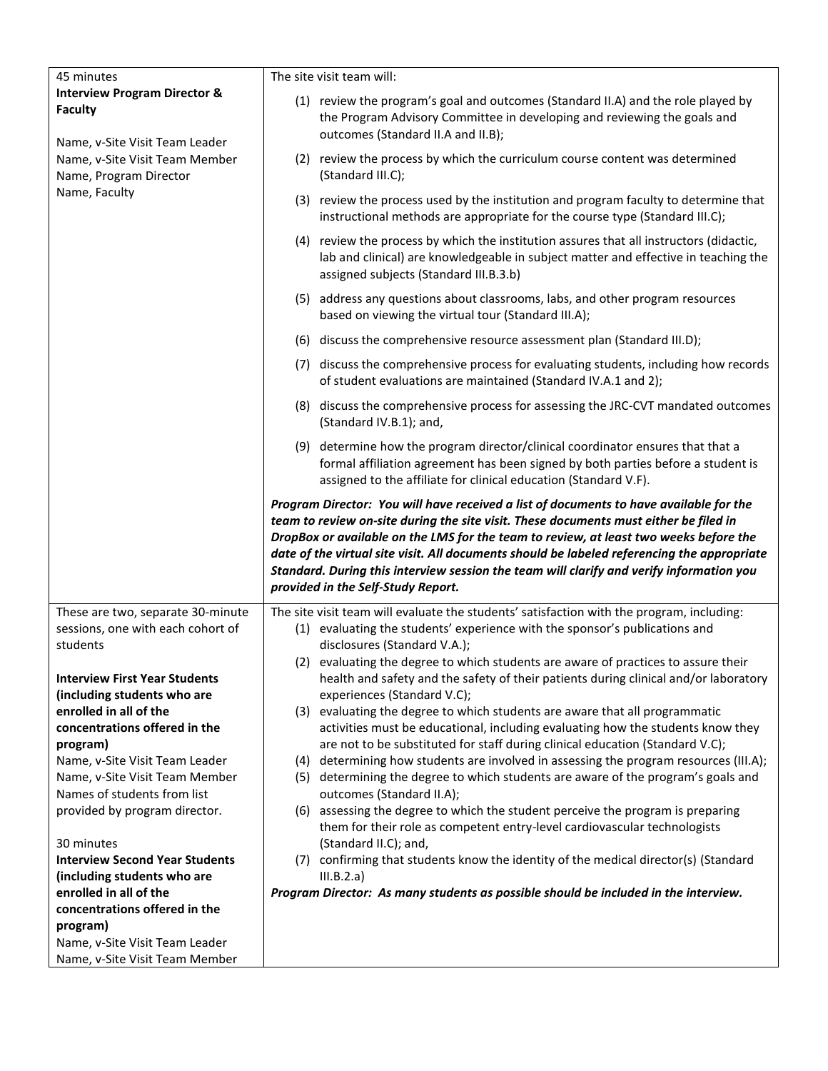| | |
|---|---|
| 45 minutes<br>**Interview Program Director & Faculty**<br><br>Name, v-Site Visit Team Leader<br>Name, v-Site Visit Team Member<br>Name, Program Director<br>Name, Faculty | The site visit team will:<br>(1) review the program's goal and outcomes (Standard II.A) and the role played by the Program Advisory Committee in developing and reviewing the goals and outcomes (Standard II.A and II.B);<br>(2) review the process by which the curriculum course content was determined (Standard III.C);<br>(3) review the process used by the institution and program faculty to determine that instructional methods are appropriate for the course type (Standard III.C);<br>(4) review the process by which the institution assures that all instructors (didactic, lab and clinical) are knowledgeable in subject matter and effective in teaching the assigned subjects (Standard III.B.3.b)<br>(5) address any questions about classrooms, labs, and other program resources based on viewing the virtual tour (Standard III.A);<br>(6) discuss the comprehensive resource assessment plan (Standard III.D);<br>(7) discuss the comprehensive process for evaluating students, including how records of student evaluations are maintained (Standard IV.A.1 and 2);<br>(8) discuss the comprehensive process for assessing the JRC-CVT mandated outcomes (Standard IV.B.1); and,<br>(9) determine how the program director/clinical coordinator ensures that that a formal affiliation agreement has been signed by both parties before a student is assigned to the affiliate for clinical education (Standard V.F).<br><br>***Program Director: You will have received a list of documents to have available for the team to review on-site during the site visit. These documents must either be filed in DropBox or available on the LMS for the team to review, at least two weeks before the date of the virtual site visit. All documents should be labeled referencing the appropriate Standard. During this interview session the team will clarify and verify information you provided in the Self-Study Report.*** |
| These are two, separate 30-minute sessions, one with each cohort of students<br><br>**Interview First Year Students (including students who are enrolled in all of the concentrations offered in the program)**<br>Name, v-Site Visit Team Leader<br>Name, v-Site Visit Team Member<br>Names of students from list provided by program director.<br><br>30 minutes<br>**Interview Second Year Students (including students who are enrolled in all of the concentrations offered in the program)**<br>Name, v-Site Visit Team Leader<br>Name, v-Site Visit Team Member | The site visit team will evaluate the students' satisfaction with the program, including:<br>(1) evaluating the students' experience with the sponsor's publications and disclosures (Standard V.A.);<br>(2) evaluating the degree to which students are aware of practices to assure their health and safety and the safety of their patients during clinical and/or laboratory experiences (Standard V.C);<br>(3) evaluating the degree to which students are aware that all programmatic activities must be educational, including evaluating how the students know they are not to be substituted for staff during clinical education (Standard V.C);<br>(4) determining how students are involved in assessing the program resources (III.A);<br>(5) determining the degree to which students are aware of the program's goals and outcomes (Standard II.A);<br>(6) assessing the degree to which the student perceive the program is preparing them for their role as competent entry-level cardiovascular technologists (Standard II.C); and,<br>(7) confirming that students know the identity of the medical director(s) (Standard III.B.2.a)<br>***Program Director: As many students as possible should be included in the interview.*** |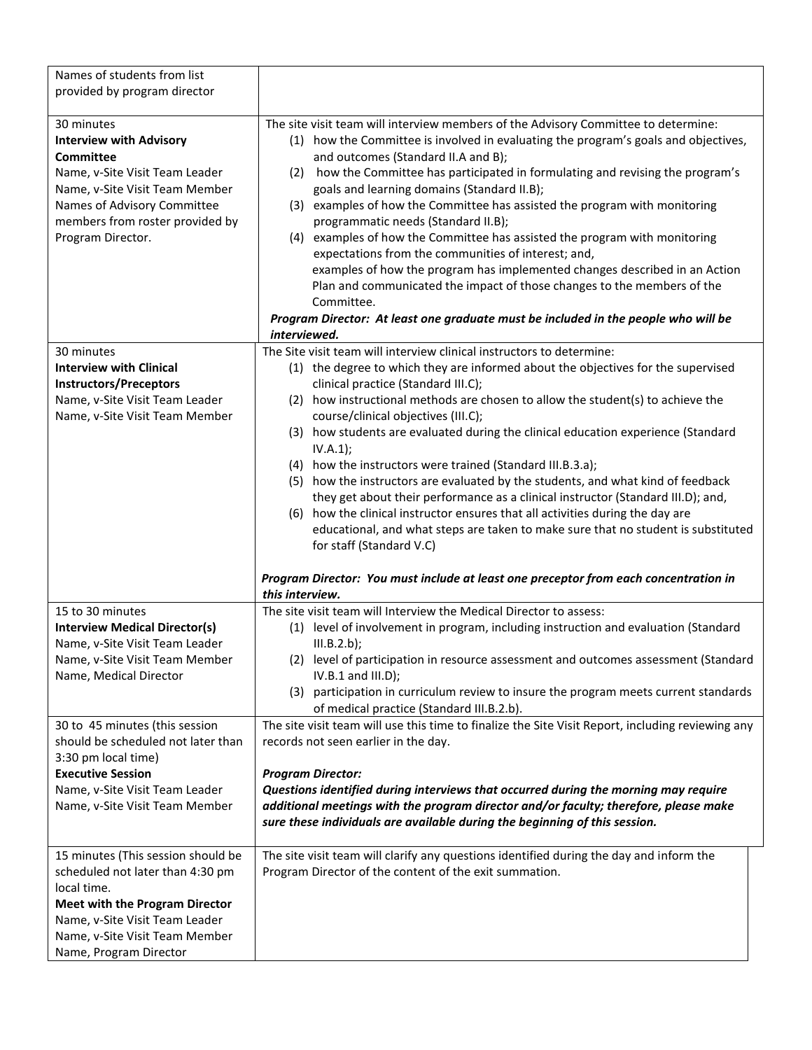| | |
|---|---|
| Names of students from list provided by program director | |
| 30 minutes<br>**Interview with Advisory Committee**<br>Name, v-Site Visit Team Leader<br>Name, v-Site Visit Team Member<br>Names of Advisory Committee members from roster provided by Program Director. | The site visit team will interview members of the Advisory Committee to determine:<br>(1) how the Committee is involved in evaluating the program's goals and objectives, and outcomes (Standard II.A and B);<br>(2) how the Committee has participated in formulating and revising the program's goals and learning domains (Standard II.B);<br>(3) examples of how the Committee has assisted the program with monitoring programmatic needs (Standard II.B);<br>(4) examples of how the Committee has assisted the program with monitoring expectations from the communities of interest; and,<br>examples of how the program has implemented changes described in an Action Plan and communicated the impact of those changes to the members of the Committee.<br>***Program Director: At least one graduate must be included in the people who will be interviewed.*** |
| 30 minutes<br>**Interview with Clinical Instructors/Preceptors**<br>Name, v-Site Visit Team Leader<br>Name, v-Site Visit Team Member | The Site visit team will interview clinical instructors to determine:<br>(1) the degree to which they are informed about the objectives for the supervised clinical practice (Standard III.C);<br>(2) how instructional methods are chosen to allow the student(s) to achieve the course/clinical objectives (III.C);<br>(3) how students are evaluated during the clinical education experience (Standard IV.A.1);<br>(4) how the instructors were trained (Standard III.B.3.a);<br>(5) how the instructors are evaluated by the students, and what kind of feedback they get about their performance as a clinical instructor (Standard III.D); and,<br>(6) how the clinical instructor ensures that all activities during the day are educational, and what steps are taken to make sure that no student is substituted for staff (Standard V.C)<br><br>***Program Director: You must include at least one preceptor from each concentration in this interview.*** |
| 15 to 30 minutes<br>**Interview Medical Director(s)**<br>Name, v-Site Visit Team Leader<br>Name, v-Site Visit Team Member<br>Name, Medical Director | The site visit team will Interview the Medical Director to assess:<br>(1) level of involvement in program, including instruction and evaluation (Standard III.B.2.b);<br>(2) level of participation in resource assessment and outcomes assessment (Standard IV.B.1 and III.D);<br>(3) participation in curriculum review to insure the program meets current standards of medical practice (Standard III.B.2.b). |
| 30 to 45 minutes (this session should be scheduled not later than 3:30 pm local time)<br>**Executive Session**<br>Name, v-Site Visit Team Leader<br>Name, v-Site Visit Team Member | The site visit team will use this time to finalize the Site Visit Report, including reviewing any records not seen earlier in the day.<br><br>***Program Director:***<br>***Questions identified during interviews that occurred during the morning may require additional meetings with the program director and/or faculty; therefore, please make sure these individuals are available during the beginning of this session.*** |
| 15 minutes (This session should be scheduled not later than 4:30 pm local time.<br>**Meet with the Program Director**<br>Name, v-Site Visit Team Leader<br>Name, v-Site Visit Team Member<br>Name, Program Director | The site visit team will clarify any questions identified during the day and inform the Program Director of the content of the exit summation. |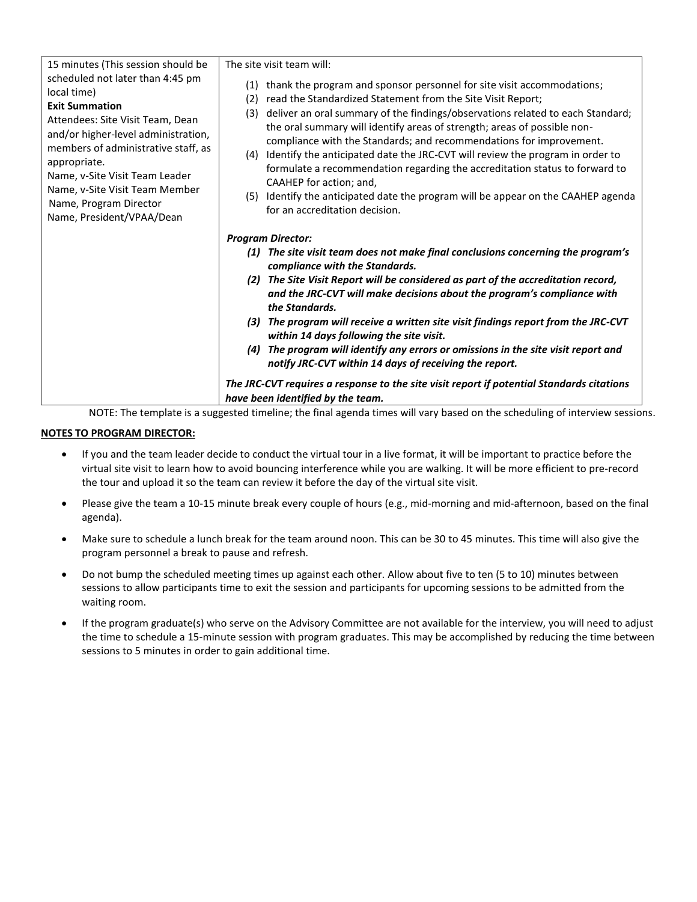| | |
|---|---|
| 15 minutes (This session should be scheduled not later than 4:45 pm local time)<br>**Exit Summation**<br>Attendees: Site Visit Team, Dean and/or higher-level administration, members of administrative staff, as appropriate.<br>Name, v-Site Visit Team Leader<br>Name, v-Site Visit Team Member<br>Name, Program Director<br>Name, President/VPAA/Dean | The site visit team will:<br>(1) thank the program and sponsor personnel for site visit accommodations;<br>(2) read the Standardized Statement from the Site Visit Report;<br>(3) deliver an oral summary of the findings/observations related to each Standard; the oral summary will identify areas of strength; areas of possible non-compliance with the Standards; and recommendations for improvement.<br>(4) Identify the anticipated date the JRC-CVT will review the program in order to formulate a recommendation regarding the accreditation status to forward to CAAHEP for action; and,<br>(5) Identify the anticipated date the program will be appear on the CAAHEP agenda for an accreditation decision.<br><br>***Program Director:***<br>***(1) The site visit team does not make final conclusions concerning the program's compliance with the Standards.***<br>***(2) The Site Visit Report will be considered as part of the accreditation record, and the JRC-CVT will make decisions about the program's compliance with the Standards.***<br>***(3) The program will receive a written site visit findings report from the JRC-CVT within 14 days following the site visit.***<br>***(4) The program will identify any errors or omissions in the site visit report and notify JRC-CVT within 14 days of receiving the report.***<br><br>***The JRC-CVT requires a response to the site visit report if potential Standards citations have been identified by the team.*** |

NOTE: The template is a suggested timeline; the final agenda times will vary based on the scheduling of interview sessions.

**NOTES TO PROGRAM DIRECTOR:**

- If you and the team leader decide to conduct the virtual tour in a live format, it will be important to practice before the virtual site visit to learn how to avoid bouncing interference while you are walking. It will be more efficient to pre-record the tour and upload it so the team can review it before the day of the virtual site visit.
- Please give the team a 10-15 minute break every couple of hours (e.g., mid-morning and mid-afternoon, based on the final agenda).
- Make sure to schedule a lunch break for the team around noon. This can be 30 to 45 minutes. This time will also give the program personnel a break to pause and refresh.
- Do not bump the scheduled meeting times up against each other. Allow about five to ten (5 to 10) minutes between sessions to allow participants time to exit the session and participants for upcoming sessions to be admitted from the waiting room.
- If the program graduate(s) who serve on the Advisory Committee are not available for the interview, you will need to adjust the time to schedule a 15-minute session with program graduates. This may be accomplished by reducing the time between sessions to 5 minutes in order to gain additional time.